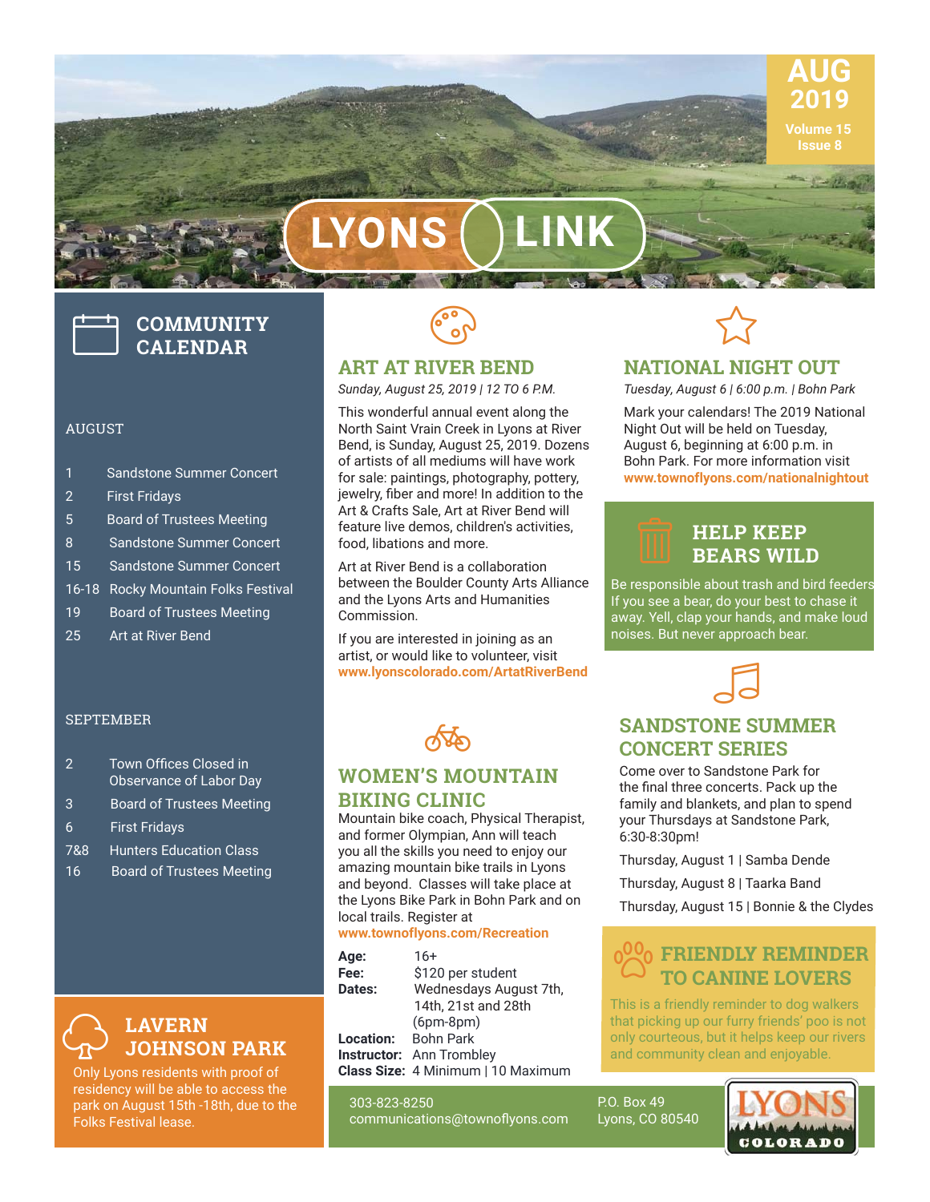# LYONS LINK

**AUG 2019**
Volume 15
Issue 8

## COMMUNITY CALENDAR

### AUGUST

| | |
|---|---|
| 1 | Sandstone Summer Concert |
| 2 | First Fridays |
| 5 | Board of Trustees Meeting |
| 8 | Sandstone Summer Concert |
| 15 | Sandstone Summer Concert |
| 16-18 | Rocky Mountain Folks Festival |
| 19 | Board of Trustees Meeting |
| 25 | Art at River Bend |

### SEPTEMBER

| | |
|---|---|
| 2 | Town Offices Closed in Observance of Labor Day |
| 3 | Board of Trustees Meeting |
| 6 | First Fridays |
| 7&8 | Hunters Education Class |
| 16 | Board of Trustees Meeting |

## LAVERN JOHNSON PARK

Only Lyons residents with proof of residency will be able to access the park on August 15th -18th, due to the Folks Festival lease.

## ART AT RIVER BEND

*Sunday, August 25, 2019 | 12 TO 6 P.M.*

This wonderful annual event along the North Saint Vrain Creek in Lyons at River Bend, is Sunday, August 25, 2019. Dozens of artists of all mediums will have work for sale: paintings, photography, pottery, jewelry, fiber and more! In addition to the Art & Crafts Sale, Art at River Bend will feature live demos, children's activities, food, libations and more.

Art at River Bend is a collaboration between the Boulder County Arts Alliance and the Lyons Arts and Humanities Commission.

If you are interested in joining as an artist, or would like to volunteer, visit **www.lyonscolorado.com/ArtatRiverBend**

## WOMEN'S MOUNTAIN BIKING CLINIC

Mountain bike coach, Physical Therapist, and former Olympian, Ann will teach you all the skills you need to enjoy our amazing mountain bike trails in Lyons and beyond. Classes will take place at the Lyons Bike Park in Bohn Park and on local trails. Register at **www.townoflyons.com/Recreation**

**Age:** 16+
**Fee:** $120 per student
**Dates:** Wednesdays August 7th, 14th, 21st and 28th (6pm-8pm)
**Location:** Bohn Park
**Instructor:** Ann Trombley
**Class Size:** 4 Minimum | 10 Maximum

## NATIONAL NIGHT OUT

*Tuesday, August 6 | 6:00 p.m. | Bohn Park*

Mark your calendars! The 2019 National Night Out will be held on Tuesday, August 6, beginning at 6:00 p.m. in Bohn Park. For more information visit **www.townoflyons.com/nationalnightout**

## HELP KEEP BEARS WILD

Be responsible about trash and bird feeders If you see a bear, do your best to chase it away. Yell, clap your hands, and make loud noises. But never approach bear.

## SANDSTONE SUMMER CONCERT SERIES

Come over to Sandstone Park for the final three concerts. Pack up the family and blankets, and plan to spend your Thursdays at Sandstone Park, 6:30-8:30pm!

Thursday, August 1 | Samba Dende

Thursday, August 8 | Taarka Band

Thursday, August 15 | Bonnie & the Clydes

## FRIENDLY REMINDER TO CANINE LOVERS

This is a friendly reminder to dog walkers that picking up our furry friends' poo is not only courteous, but it helps keep our rivers and community clean and enjoyable.

303-823-8250
communications@townoflyons.com

P.O. Box 49
Lyons, CO 80540

LYONS COLORADO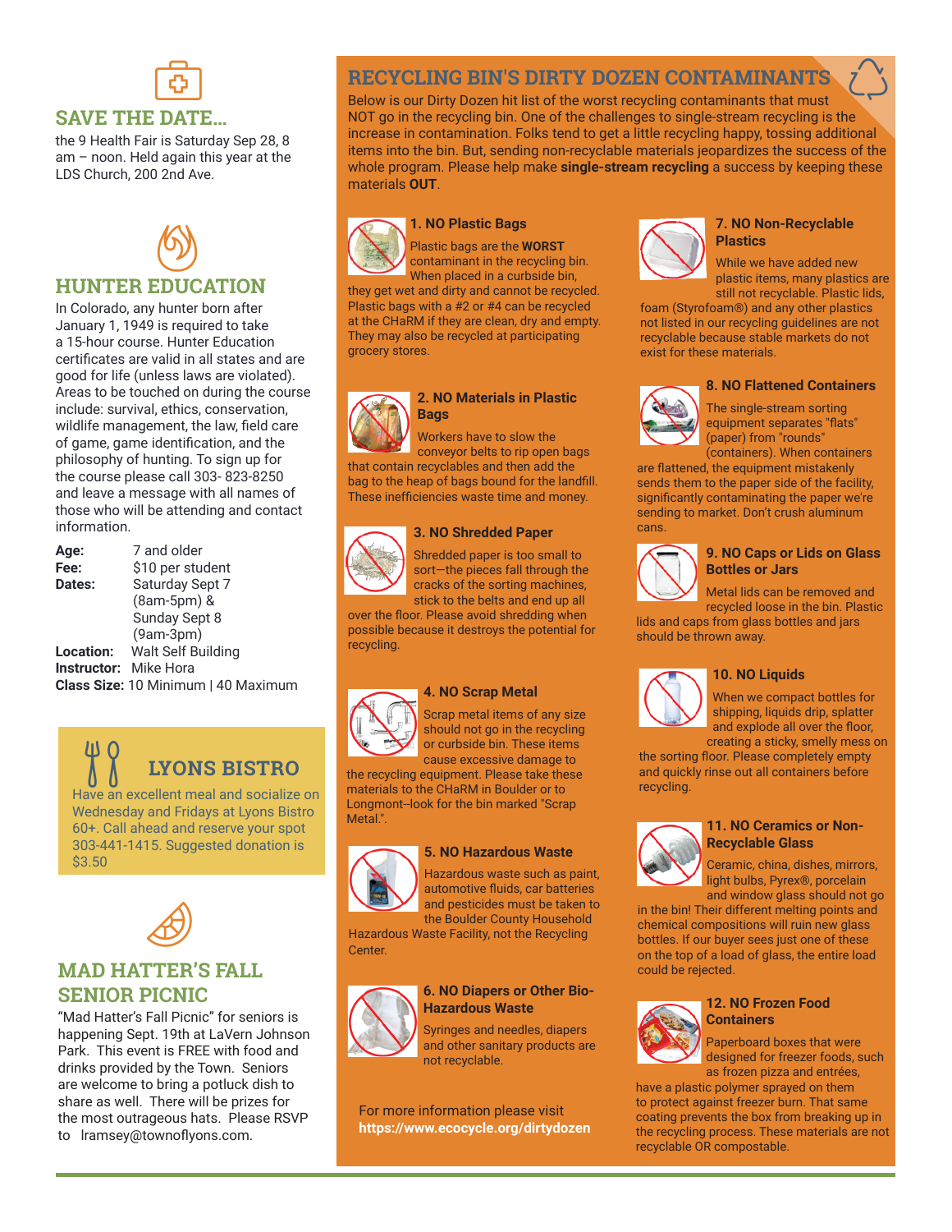## SAVE THE DATE...

the 9 Health Fair is Saturday Sep 28, 8 am – noon. Held again this year at the LDS Church, 200 2nd Ave.

## HUNTER EDUCATION

In Colorado, any hunter born after January 1, 1949 is required to take a 15-hour course. Hunter Education certificates are valid in all states and are good for life (unless laws are violated). Areas to be touched on during the course include: survival, ethics, conservation, wildlife management, the law, field care of game, game identification, and the philosophy of hunting. To sign up for the course please call 303- 823-8250 and leave a message with all names of those who will be attending and contact information.

**Age:** 7 and older
**Fee:** $10 per student
**Dates:** Saturday Sept 7 (8am-5pm) & Sunday Sept 8 (9am-3pm)
**Location:** Walt Self Building
**Instructor:** Mike Hora
**Class Size:** 10 Minimum | 40 Maximum

## LYONS BISTRO

Have an excellent meal and socialize on Wednesday and Fridays at Lyons Bistro 60+. Call ahead and reserve your spot 303-441-1415. Suggested donation is $3.50

## MAD HATTER'S FALL SENIOR PICNIC

"Mad Hatter's Fall Picnic" for seniors is happening Sept. 19th at LaVern Johnson Park. This event is FREE with food and drinks provided by the Town. Seniors are welcome to bring a potluck dish to share as well. There will be prizes for the most outrageous hats. Please RSVP to lramsey@townoflyons.com.

## RECYCLING BIN'S DIRTY DOZEN CONTAMINANTS

Below is our Dirty Dozen hit list of the worst recycling contaminants that must NOT go in the recycling bin. One of the challenges to single-stream recycling is the increase in contamination. Folks tend to get a little recycling happy, tossing additional items into the bin. But, sending non-recyclable materials jeopardizes the success of the whole program. Please help make **single-stream recycling** a success by keeping these materials **OUT**.

### 1. NO Plastic Bags

Plastic bags are the **WORST** contaminant in the recycling bin. When placed in a curbside bin, they get wet and dirty and cannot be recycled. Plastic bags with a #2 or #4 can be recycled at the CHaRM if they are clean, dry and empty. They may also be recycled at participating grocery stores.

### 2. NO Materials in Plastic Bags

Workers have to slow the conveyor belts to rip open bags that contain recyclables and then add the bag to the heap of bags bound for the landfill. These inefficiencies waste time and money.

### 3. NO Shredded Paper

Shredded paper is too small to sort—the pieces fall through the cracks of the sorting machines, stick to the belts and end up all over the floor. Please avoid shredding when possible because it destroys the potential for recycling.

### 4. NO Scrap Metal

Scrap metal items of any size should not go in the recycling or curbside bin. These items cause excessive damage to the recycling equipment. Please take these materials to the CHaRM in Boulder or to Longmont--look for the bin marked "Scrap Metal.".

### 5. NO Hazardous Waste

Hazardous waste such as paint, automotive fluids, car batteries and pesticides must be taken to the Boulder County Household Hazardous Waste Facility, not the Recycling Center.

### 6. NO Diapers or Other Bio-Hazardous Waste

Syringes and needles, diapers and other sanitary products are not recyclable.

### 7. NO Non-Recyclable Plastics

While we have added new plastic items, many plastics are still not recyclable. Plastic lids, foam (Styrofoam®) and any other plastics not listed in our recycling guidelines are not recyclable because stable markets do not exist for these materials.

### 8. NO Flattened Containers

The single-stream sorting equipment separates "flats" (paper) from "rounds" (containers). When containers are flattened, the equipment mistakenly sends them to the paper side of the facility, significantly contaminating the paper we're sending to market. Don't crush aluminum cans.

### 9. NO Caps or Lids on Glass Bottles or Jars

Metal lids can be removed and recycled loose in the bin. Plastic lids and caps from glass bottles and jars should be thrown away.

### 10. NO Liquids

When we compact bottles for shipping, liquids drip, splatter and explode all over the floor, creating a sticky, smelly mess on the sorting floor. Please completely empty and quickly rinse out all containers before recycling.

### 11. NO Ceramics or Non-Recyclable Glass

Ceramic, china, dishes, mirrors, light bulbs, Pyrex®, porcelain and window glass should not go in the bin! Their different melting points and chemical compositions will ruin new glass bottles. If our buyer sees just one of these on the top of a load of glass, the entire load could be rejected.

### 12. NO Frozen Food Containers

Paperboard boxes that were designed for freezer foods, such as frozen pizza and entrées, have a plastic polymer sprayed on them to protect against freezer burn. That same coating prevents the box from breaking up in the recycling process. These materials are not recyclable OR compostable.

For more information please visit **https://www.ecocycle.org/dirtydozen**